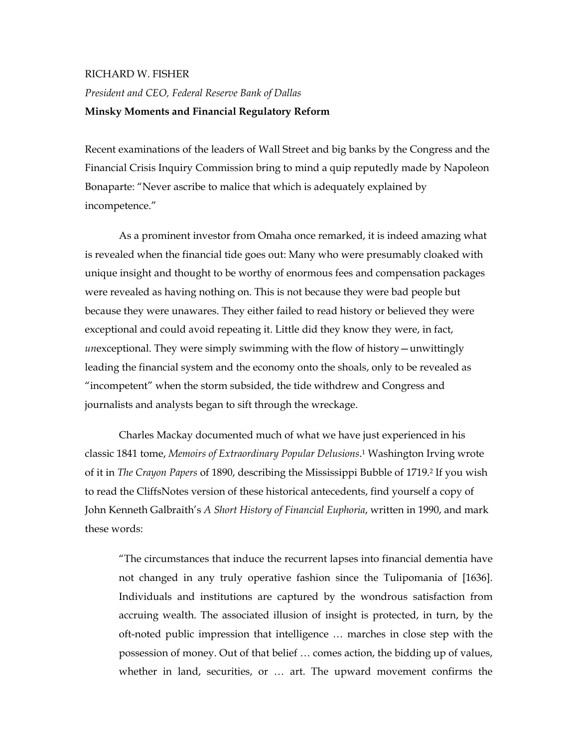RICHARD W. FISHER

*President and CEO, Federal Reserve Bank of Dallas*

**Minsky Moments and Financial Regulatory Reform**

Recent examinations of the leaders of Wall Street and big banks by the Congress and the Financial Crisis Inquiry Commission bring to mind a quip reputedly made by Napoleon Bonaparte: "Never ascribe to malice that which is adequately explained by incompetence."

As a prominent investor from Omaha once remarked, it is indeed amazing what is revealed when the financial tide goes out: Many who were presumably cloaked with unique insight and thought to be worthy of enormous fees and compensation packages were revealed as having nothing on. This is not because they were bad people but because they were unawares. They either failed to read history or believed they were exceptional and could avoid repeating it. Little did they know they were, in fact, *un*exceptional. They were simply swimming with the flow of history—unwittingly leading the financial system and the economy onto the shoals, only to be revealed as "incompetent" when the storm subsided, the tide withdrew and Congress and journalists and analysts began to sift through the wreckage.

Charles Mackay documented much of what we have just experienced in his classic 1841 tome, *Memoirs of Extraordinary Popular Delusions*.[1] Washington Irving wrote of it in *The Crayon Papers* of 1890, describing the Mississippi Bubble of 1719.[2] If you wish to read the CliffsNotes version of these historical antecedents, find yourself a copy of John Kenneth Galbraith's *A Short History of Financial Euphoria*, written in 1990, and mark these words:

> "The circumstances that induce the recurrent lapses into financial dementia have not changed in any truly operative fashion since the Tulipomania of [1636]. Individuals and institutions are captured by the wondrous satisfaction from accruing wealth. The associated illusion of insight is protected, in turn, by the oft-noted public impression that intelligence … marches in close step with the possession of money. Out of that belief … comes action, the bidding up of values, whether in land, securities, or … art. The upward movement confirms the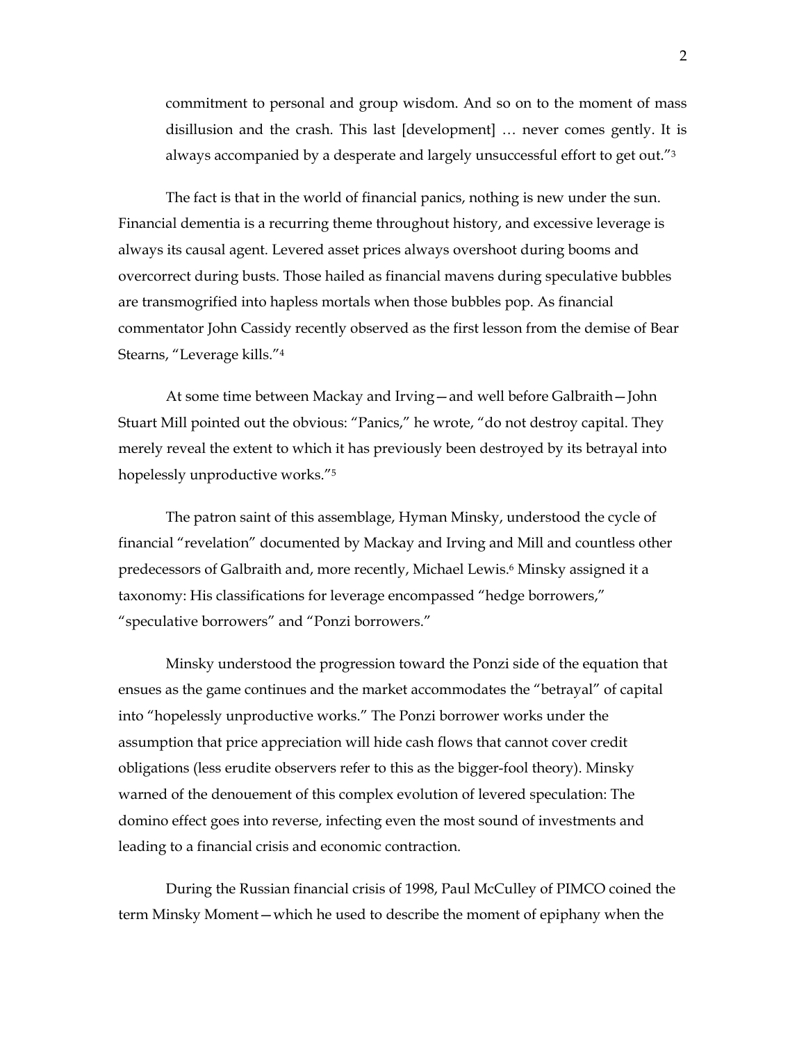> commitment to personal and group wisdom. And so on to the moment of mass disillusion and the crash. This last [development] … never comes gently. It is always accompanied by a desperate and largely unsuccessful effort to get out."[3]

The fact is that in the world of financial panics, nothing is new under the sun. Financial dementia is a recurring theme throughout history, and excessive leverage is always its causal agent. Levered asset prices always overshoot during booms and overcorrect during busts. Those hailed as financial mavens during speculative bubbles are transmogrified into hapless mortals when those bubbles pop. As financial commentator John Cassidy recently observed as the first lesson from the demise of Bear Stearns, "Leverage kills."[4]

At some time between Mackay and Irving—and well before Galbraith—John Stuart Mill pointed out the obvious: "Panics," he wrote, "do not destroy capital. They merely reveal the extent to which it has previously been destroyed by its betrayal into hopelessly unproductive works."[5]

The patron saint of this assemblage, Hyman Minsky, understood the cycle of financial "revelation" documented by Mackay and Irving and Mill and countless other predecessors of Galbraith and, more recently, Michael Lewis.[6] Minsky assigned it a taxonomy: His classifications for leverage encompassed "hedge borrowers," "speculative borrowers" and "Ponzi borrowers."

Minsky understood the progression toward the Ponzi side of the equation that ensues as the game continues and the market accommodates the "betrayal" of capital into "hopelessly unproductive works." The Ponzi borrower works under the assumption that price appreciation will hide cash flows that cannot cover credit obligations (less erudite observers refer to this as the bigger-fool theory). Minsky warned of the denouement of this complex evolution of levered speculation: The domino effect goes into reverse, infecting even the most sound of investments and leading to a financial crisis and economic contraction.

During the Russian financial crisis of 1998, Paul McCulley of PIMCO coined the term Minsky Moment—which he used to describe the moment of epiphany when the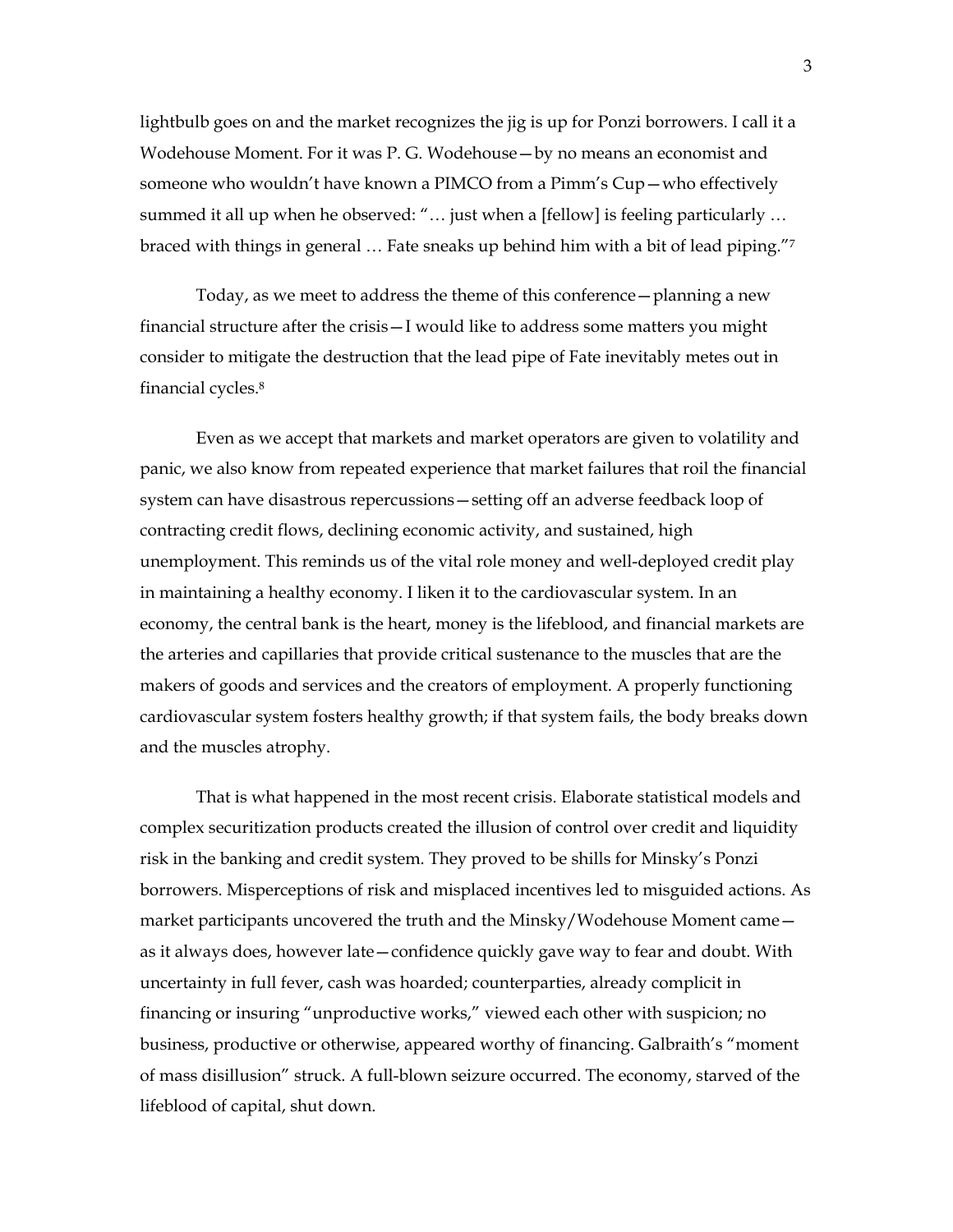lightbulb goes on and the market recognizes the jig is up for Ponzi borrowers. I call it a Wodehouse Moment. For it was P. G. Wodehouse—by no means an economist and someone who wouldn't have known a PIMCO from a Pimm's Cup—who effectively summed it all up when he observed: "… just when a [fellow] is feeling particularly … braced with things in general … Fate sneaks up behind him with a bit of lead piping."[7]

Today, as we meet to address the theme of this conference—planning a new financial structure after the crisis—I would like to address some matters you might consider to mitigate the destruction that the lead pipe of Fate inevitably metes out in financial cycles.[8]

Even as we accept that markets and market operators are given to volatility and panic, we also know from repeated experience that market failures that roil the financial system can have disastrous repercussions—setting off an adverse feedback loop of contracting credit flows, declining economic activity, and sustained, high unemployment. This reminds us of the vital role money and well-deployed credit play in maintaining a healthy economy. I liken it to the cardiovascular system. In an economy, the central bank is the heart, money is the lifeblood, and financial markets are the arteries and capillaries that provide critical sustenance to the muscles that are the makers of goods and services and the creators of employment. A properly functioning cardiovascular system fosters healthy growth; if that system fails, the body breaks down and the muscles atrophy.

That is what happened in the most recent crisis. Elaborate statistical models and complex securitization products created the illusion of control over credit and liquidity risk in the banking and credit system. They proved to be shills for Minsky's Ponzi borrowers. Misperceptions of risk and misplaced incentives led to misguided actions. As market participants uncovered the truth and the Minsky/Wodehouse Moment came—as it always does, however late—confidence quickly gave way to fear and doubt. With uncertainty in full fever, cash was hoarded; counterparties, already complicit in financing or insuring "unproductive works," viewed each other with suspicion; no business, productive or otherwise, appeared worthy of financing. Galbraith's "moment of mass disillusion" struck. A full-blown seizure occurred. The economy, starved of the lifeblood of capital, shut down.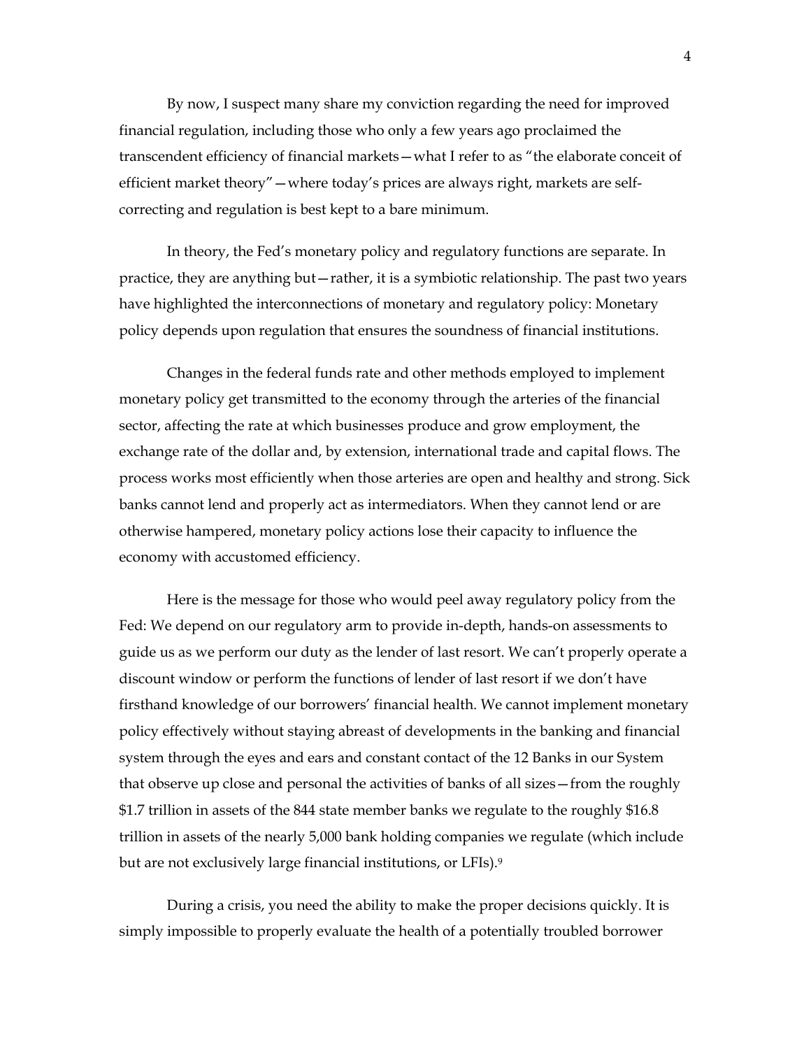By now, I suspect many share my conviction regarding the need for improved financial regulation, including those who only a few years ago proclaimed the transcendent efficiency of financial markets—what I refer to as "the elaborate conceit of efficient market theory"—where today's prices are always right, markets are self-correcting and regulation is best kept to a bare minimum.

In theory, the Fed's monetary policy and regulatory functions are separate. In practice, they are anything but—rather, it is a symbiotic relationship. The past two years have highlighted the interconnections of monetary and regulatory policy: Monetary policy depends upon regulation that ensures the soundness of financial institutions.

Changes in the federal funds rate and other methods employed to implement monetary policy get transmitted to the economy through the arteries of the financial sector, affecting the rate at which businesses produce and grow employment, the exchange rate of the dollar and, by extension, international trade and capital flows. The process works most efficiently when those arteries are open and healthy and strong. Sick banks cannot lend and properly act as intermediators. When they cannot lend or are otherwise hampered, monetary policy actions lose their capacity to influence the economy with accustomed efficiency.

Here is the message for those who would peel away regulatory policy from the Fed: We depend on our regulatory arm to provide in-depth, hands-on assessments to guide us as we perform our duty as the lender of last resort. We can't properly operate a discount window or perform the functions of lender of last resort if we don't have firsthand knowledge of our borrowers' financial health. We cannot implement monetary policy effectively without staying abreast of developments in the banking and financial system through the eyes and ears and constant contact of the 12 Banks in our System that observe up close and personal the activities of banks of all sizes—from the roughly $1.7 trillion in assets of the 844 state member banks we regulate to the roughly $16.8 trillion in assets of the nearly 5,000 bank holding companies we regulate (which include but are not exclusively large financial institutions, or LFIs).[9]

During a crisis, you need the ability to make the proper decisions quickly. It is simply impossible to properly evaluate the health of a potentially troubled borrower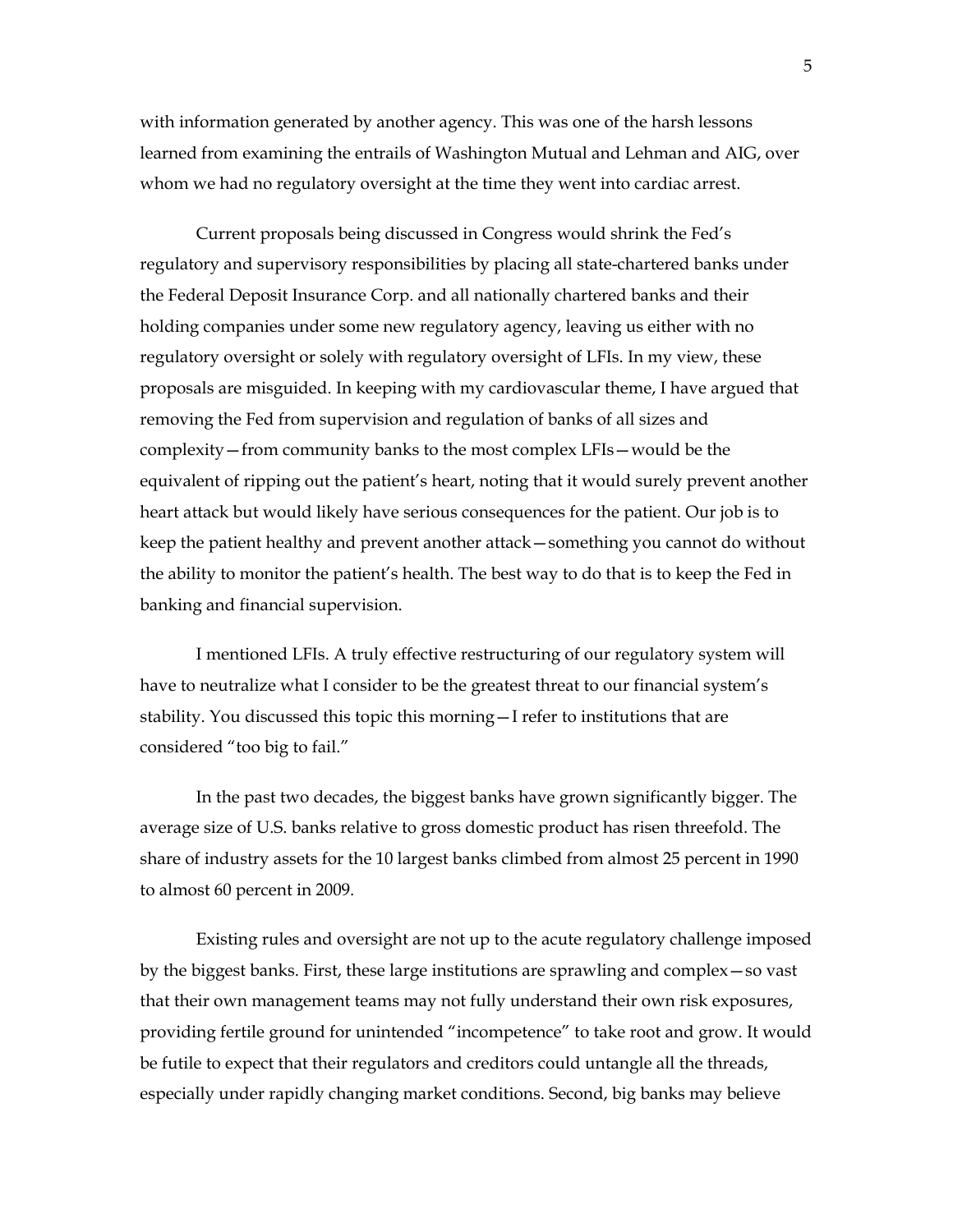with information generated by another agency. This was one of the harsh lessons learned from examining the entrails of Washington Mutual and Lehman and AIG, over whom we had no regulatory oversight at the time they went into cardiac arrest.

Current proposals being discussed in Congress would shrink the Fed's regulatory and supervisory responsibilities by placing all state-chartered banks under the Federal Deposit Insurance Corp. and all nationally chartered banks and their holding companies under some new regulatory agency, leaving us either with no regulatory oversight or solely with regulatory oversight of LFIs. In my view, these proposals are misguided. In keeping with my cardiovascular theme, I have argued that removing the Fed from supervision and regulation of banks of all sizes and complexity—from community banks to the most complex LFIs—would be the equivalent of ripping out the patient's heart, noting that it would surely prevent another heart attack but would likely have serious consequences for the patient. Our job is to keep the patient healthy and prevent another attack—something you cannot do without the ability to monitor the patient's health. The best way to do that is to keep the Fed in banking and financial supervision.

I mentioned LFIs. A truly effective restructuring of our regulatory system will have to neutralize what I consider to be the greatest threat to our financial system's stability. You discussed this topic this morning—I refer to institutions that are considered "too big to fail."

In the past two decades, the biggest banks have grown significantly bigger. The average size of U.S. banks relative to gross domestic product has risen threefold. The share of industry assets for the 10 largest banks climbed from almost 25 percent in 1990 to almost 60 percent in 2009.

Existing rules and oversight are not up to the acute regulatory challenge imposed by the biggest banks. First, these large institutions are sprawling and complex—so vast that their own management teams may not fully understand their own risk exposures, providing fertile ground for unintended "incompetence" to take root and grow. It would be futile to expect that their regulators and creditors could untangle all the threads, especially under rapidly changing market conditions. Second, big banks may believe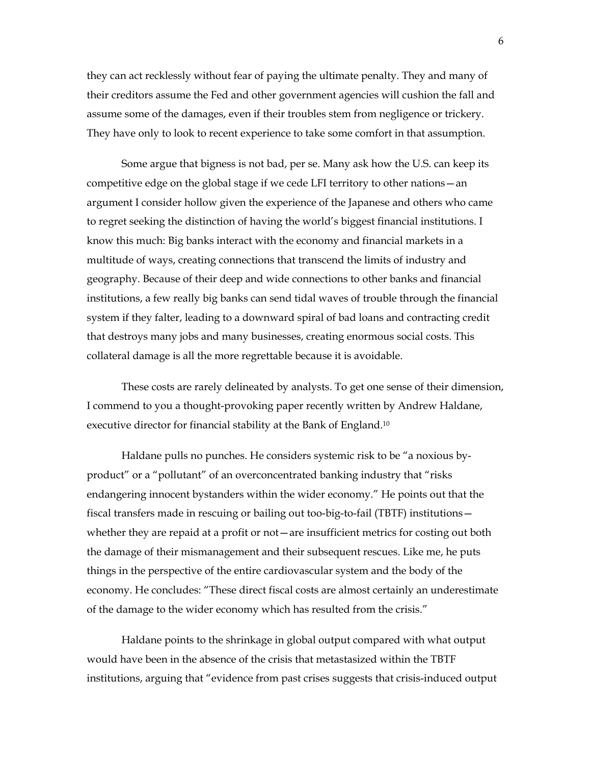they can act recklessly without fear of paying the ultimate penalty. They and many of their creditors assume the Fed and other government agencies will cushion the fall and assume some of the damages, even if their troubles stem from negligence or trickery. They have only to look to recent experience to take some comfort in that assumption.

Some argue that bigness is not bad, per se. Many ask how the U.S. can keep its competitive edge on the global stage if we cede LFI territory to other nations—an argument I consider hollow given the experience of the Japanese and others who came to regret seeking the distinction of having the world's biggest financial institutions. I know this much: Big banks interact with the economy and financial markets in a multitude of ways, creating connections that transcend the limits of industry and geography. Because of their deep and wide connections to other banks and financial institutions, a few really big banks can send tidal waves of trouble through the financial system if they falter, leading to a downward spiral of bad loans and contracting credit that destroys many jobs and many businesses, creating enormous social costs. This collateral damage is all the more regrettable because it is avoidable.

These costs are rarely delineated by analysts. To get one sense of their dimension, I commend to you a thought-provoking paper recently written by Andrew Haldane, executive director for financial stability at the Bank of England.[10]

Haldane pulls no punches. He considers systemic risk to be "a noxious by-product" or a "pollutant" of an overconcentrated banking industry that "risks endangering innocent bystanders within the wider economy." He points out that the fiscal transfers made in rescuing or bailing out too-big-to-fail (TBTF) institutions—whether they are repaid at a profit or not—are insufficient metrics for costing out both the damage of their mismanagement and their subsequent rescues. Like me, he puts things in the perspective of the entire cardiovascular system and the body of the economy. He concludes: "These direct fiscal costs are almost certainly an underestimate of the damage to the wider economy which has resulted from the crisis."

Haldane points to the shrinkage in global output compared with what output would have been in the absence of the crisis that metastasized within the TBTF institutions, arguing that "evidence from past crises suggests that crisis-induced output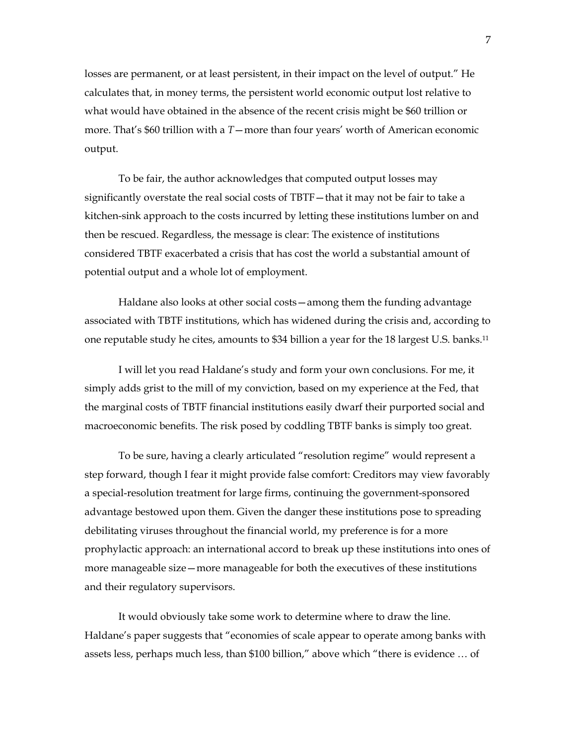losses are permanent, or at least persistent, in their impact on the level of output." He calculates that, in money terms, the persistent world economic output lost relative to what would have obtained in the absence of the recent crisis might be $60 trillion or more. That's $60 trillion with a *T*—more than four years' worth of American economic output.

To be fair, the author acknowledges that computed output losses may significantly overstate the real social costs of TBTF—that it may not be fair to take a kitchen-sink approach to the costs incurred by letting these institutions lumber on and then be rescued. Regardless, the message is clear: The existence of institutions considered TBTF exacerbated a crisis that has cost the world a substantial amount of potential output and a whole lot of employment.

Haldane also looks at other social costs—among them the funding advantage associated with TBTF institutions, which has widened during the crisis and, according to one reputable study he cites, amounts to $34 billion a year for the 18 largest U.S. banks.[11]

I will let you read Haldane's study and form your own conclusions. For me, it simply adds grist to the mill of my conviction, based on my experience at the Fed, that the marginal costs of TBTF financial institutions easily dwarf their purported social and macroeconomic benefits. The risk posed by coddling TBTF banks is simply too great.

To be sure, having a clearly articulated "resolution regime" would represent a step forward, though I fear it might provide false comfort: Creditors may view favorably a special-resolution treatment for large firms, continuing the government-sponsored advantage bestowed upon them. Given the danger these institutions pose to spreading debilitating viruses throughout the financial world, my preference is for a more prophylactic approach: an international accord to break up these institutions into ones of more manageable size—more manageable for both the executives of these institutions and their regulatory supervisors.

It would obviously take some work to determine where to draw the line. Haldane's paper suggests that "economies of scale appear to operate among banks with assets less, perhaps much less, than $100 billion," above which "there is evidence … of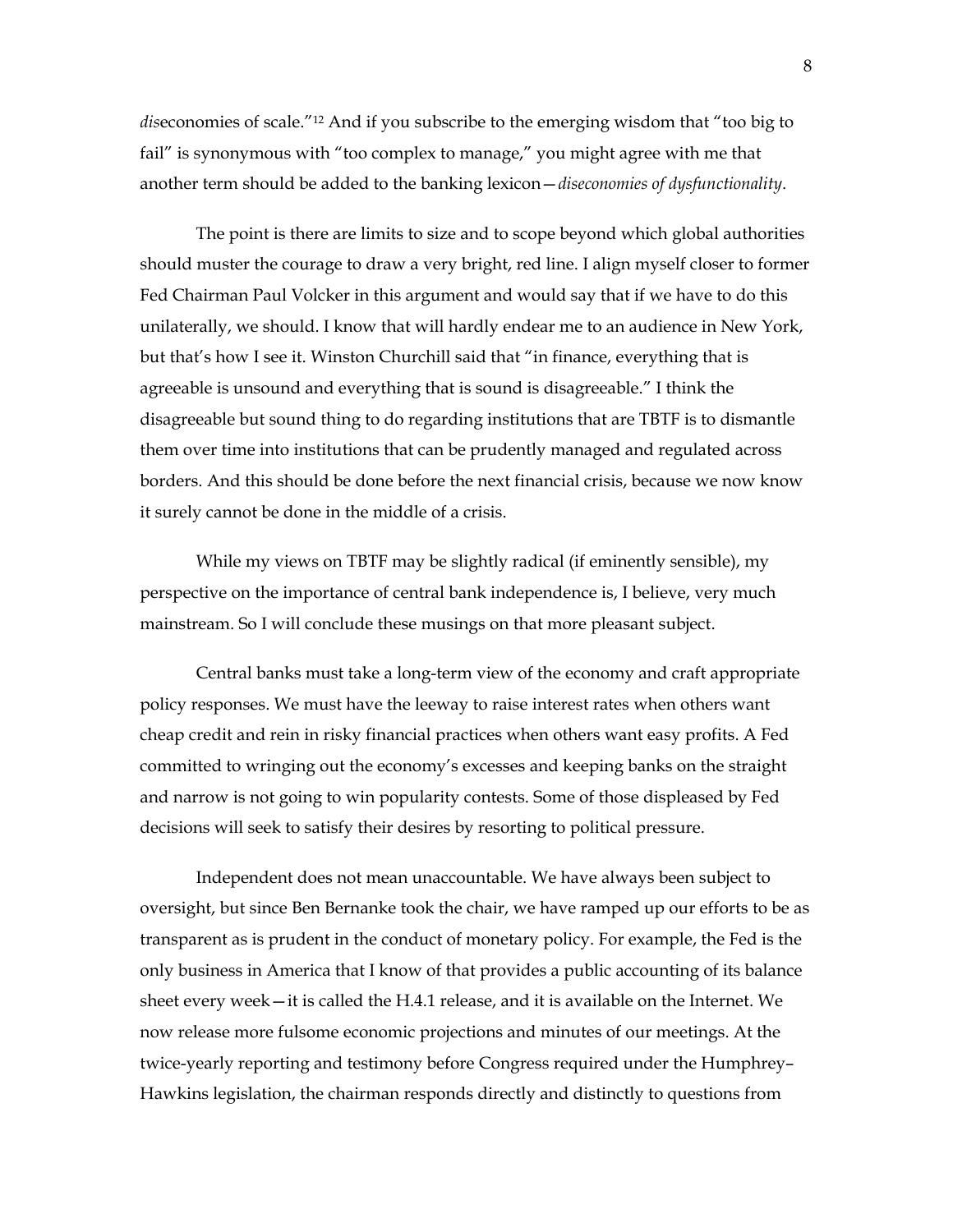*dis*economies of scale."[12] And if you subscribe to the emerging wisdom that "too big to fail" is synonymous with "too complex to manage," you might agree with me that another term should be added to the banking lexicon—*diseconomies of dysfunctionality*.

The point is there are limits to size and to scope beyond which global authorities should muster the courage to draw a very bright, red line. I align myself closer to former Fed Chairman Paul Volcker in this argument and would say that if we have to do this unilaterally, we should. I know that will hardly endear me to an audience in New York, but that's how I see it. Winston Churchill said that "in finance, everything that is agreeable is unsound and everything that is sound is disagreeable." I think the disagreeable but sound thing to do regarding institutions that are TBTF is to dismantle them over time into institutions that can be prudently managed and regulated across borders. And this should be done before the next financial crisis, because we now know it surely cannot be done in the middle of a crisis.

While my views on TBTF may be slightly radical (if eminently sensible), my perspective on the importance of central bank independence is, I believe, very much mainstream. So I will conclude these musings on that more pleasant subject.

Central banks must take a long-term view of the economy and craft appropriate policy responses. We must have the leeway to raise interest rates when others want cheap credit and rein in risky financial practices when others want easy profits. A Fed committed to wringing out the economy's excesses and keeping banks on the straight and narrow is not going to win popularity contests. Some of those displeased by Fed decisions will seek to satisfy their desires by resorting to political pressure.

Independent does not mean unaccountable. We have always been subject to oversight, but since Ben Bernanke took the chair, we have ramped up our efforts to be as transparent as is prudent in the conduct of monetary policy. For example, the Fed is the only business in America that I know of that provides a public accounting of its balance sheet every week—it is called the H.4.1 release, and it is available on the Internet. We now release more fulsome economic projections and minutes of our meetings. At the twice-yearly reporting and testimony before Congress required under the Humphrey–Hawkins legislation, the chairman responds directly and distinctly to questions from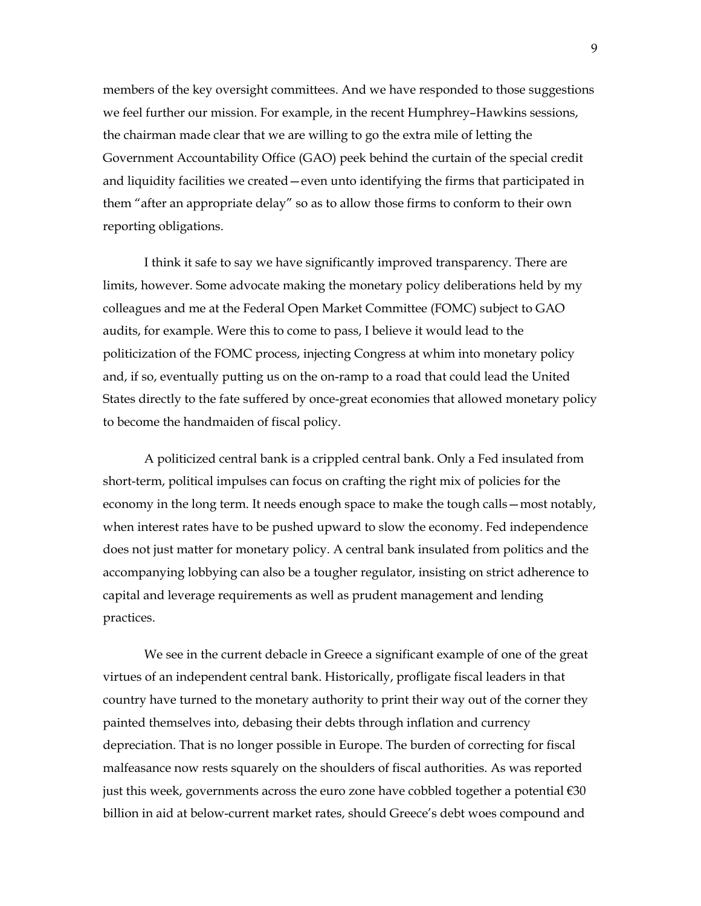members of the key oversight committees. And we have responded to those suggestions we feel further our mission. For example, in the recent Humphrey–Hawkins sessions, the chairman made clear that we are willing to go the extra mile of letting the Government Accountability Office (GAO) peek behind the curtain of the special credit and liquidity facilities we created—even unto identifying the firms that participated in them "after an appropriate delay" so as to allow those firms to conform to their own reporting obligations.

I think it safe to say we have significantly improved transparency. There are limits, however. Some advocate making the monetary policy deliberations held by my colleagues and me at the Federal Open Market Committee (FOMC) subject to GAO audits, for example. Were this to come to pass, I believe it would lead to the politicization of the FOMC process, injecting Congress at whim into monetary policy and, if so, eventually putting us on the on-ramp to a road that could lead the United States directly to the fate suffered by once-great economies that allowed monetary policy to become the handmaiden of fiscal policy.

A politicized central bank is a crippled central bank. Only a Fed insulated from short-term, political impulses can focus on crafting the right mix of policies for the economy in the long term. It needs enough space to make the tough calls—most notably, when interest rates have to be pushed upward to slow the economy. Fed independence does not just matter for monetary policy. A central bank insulated from politics and the accompanying lobbying can also be a tougher regulator, insisting on strict adherence to capital and leverage requirements as well as prudent management and lending practices.

We see in the current debacle in Greece a significant example of one of the great virtues of an independent central bank. Historically, profligate fiscal leaders in that country have turned to the monetary authority to print their way out of the corner they painted themselves into, debasing their debts through inflation and currency depreciation. That is no longer possible in Europe. The burden of correcting for fiscal malfeasance now rests squarely on the shoulders of fiscal authorities. As was reported just this week, governments across the euro zone have cobbled together a potential €30 billion in aid at below-current market rates, should Greece's debt woes compound and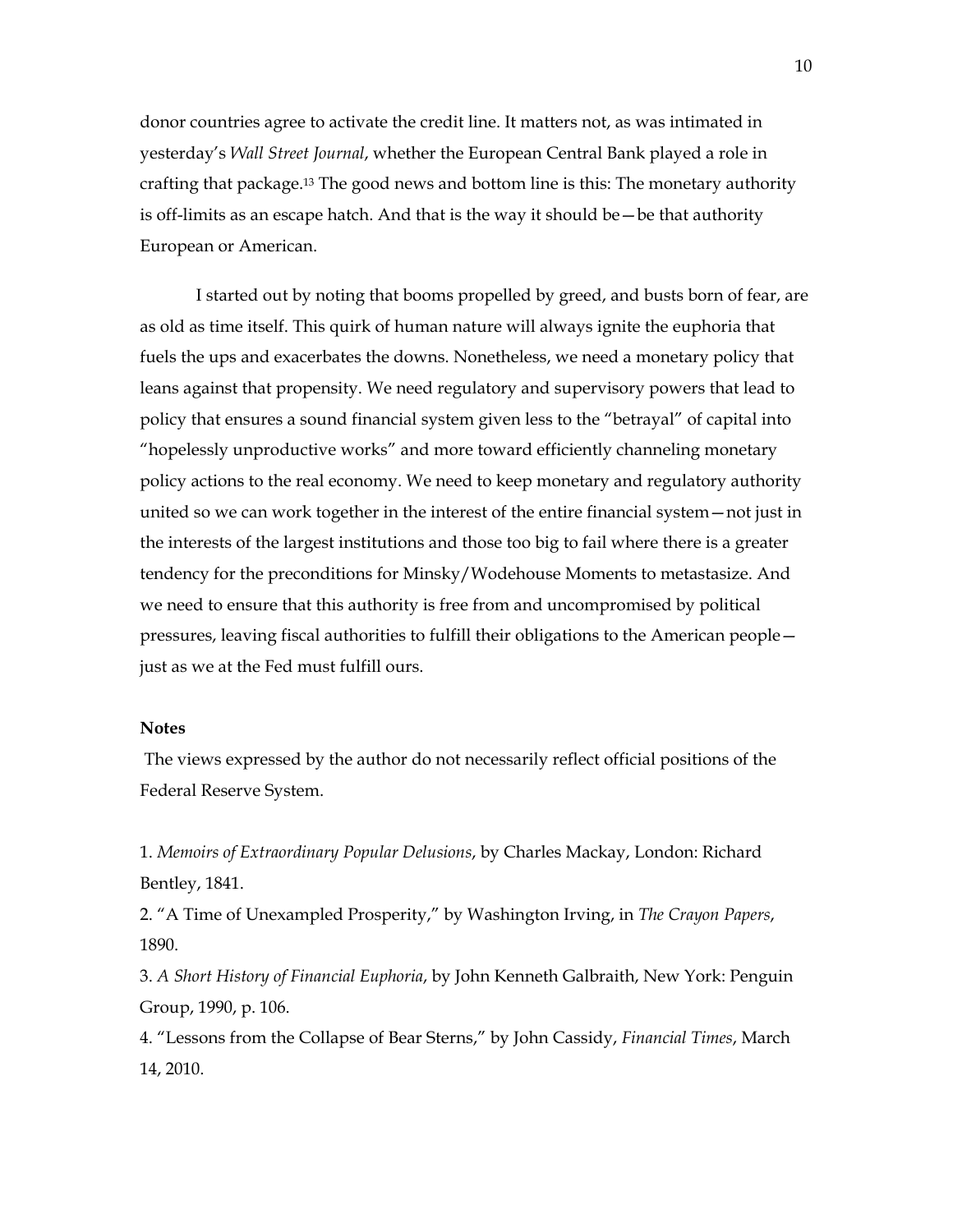donor countries agree to activate the credit line. It matters not, as was intimated in yesterday's *Wall Street Journal*, whether the European Central Bank played a role in crafting that package.[13] The good news and bottom line is this: The monetary authority is off-limits as an escape hatch. And that is the way it should be—be that authority European or American.

I started out by noting that booms propelled by greed, and busts born of fear, are as old as time itself. This quirk of human nature will always ignite the euphoria that fuels the ups and exacerbates the downs. Nonetheless, we need a monetary policy that leans against that propensity. We need regulatory and supervisory powers that lead to policy that ensures a sound financial system given less to the "betrayal" of capital into "hopelessly unproductive works" and more toward efficiently channeling monetary policy actions to the real economy. We need to keep monetary and regulatory authority united so we can work together in the interest of the entire financial system—not just in the interests of the largest institutions and those too big to fail where there is a greater tendency for the preconditions for Minsky/Wodehouse Moments to metastasize. And we need to ensure that this authority is free from and uncompromised by political pressures, leaving fiscal authorities to fulfill their obligations to the American people—just as we at the Fed must fulfill ours.

**Notes**

The views expressed by the author do not necessarily reflect official positions of the Federal Reserve System.

1. *Memoirs of Extraordinary Popular Delusions*, by Charles Mackay, London: Richard Bentley, 1841.
2. "A Time of Unexampled Prosperity," by Washington Irving, in *The Crayon Papers*, 1890.
3. *A Short History of Financial Euphoria*, by John Kenneth Galbraith, New York: Penguin Group, 1990, p. 106.
4. "Lessons from the Collapse of Bear Sterns," by John Cassidy, *Financial Times*, March 14, 2010.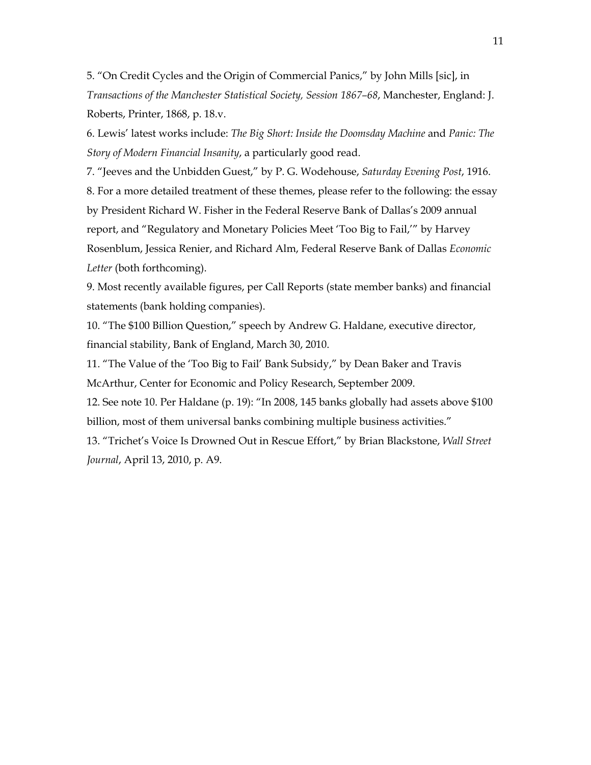5. "On Credit Cycles and the Origin of Commercial Panics," by John Mills [sic], in *Transactions of the Manchester Statistical Society, Session 1867–68*, Manchester, England: J. Roberts, Printer, 1868, p. 18.v.

6. Lewis' latest works include: *The Big Short: Inside the Doomsday Machine* and *Panic: The Story of Modern Financial Insanity*, a particularly good read.

7. "Jeeves and the Unbidden Guest," by P. G. Wodehouse, *Saturday Evening Post*, 1916.

8. For a more detailed treatment of these themes, please refer to the following: the essay by President Richard W. Fisher in the Federal Reserve Bank of Dallas's 2009 annual report, and "Regulatory and Monetary Policies Meet 'Too Big to Fail,'" by Harvey Rosenblum, Jessica Renier, and Richard Alm, Federal Reserve Bank of Dallas *Economic Letter* (both forthcoming).

9. Most recently available figures, per Call Reports (state member banks) and financial statements (bank holding companies).

10. "The $100 Billion Question," speech by Andrew G. Haldane, executive director, financial stability, Bank of England, March 30, 2010.

11. "The Value of the 'Too Big to Fail' Bank Subsidy," by Dean Baker and Travis McArthur, Center for Economic and Policy Research, September 2009.

12. See note 10. Per Haldane (p. 19): "In 2008, 145 banks globally had assets above $100 billion, most of them universal banks combining multiple business activities."

13. "Trichet's Voice Is Drowned Out in Rescue Effort," by Brian Blackstone, *Wall Street Journal*, April 13, 2010, p. A9.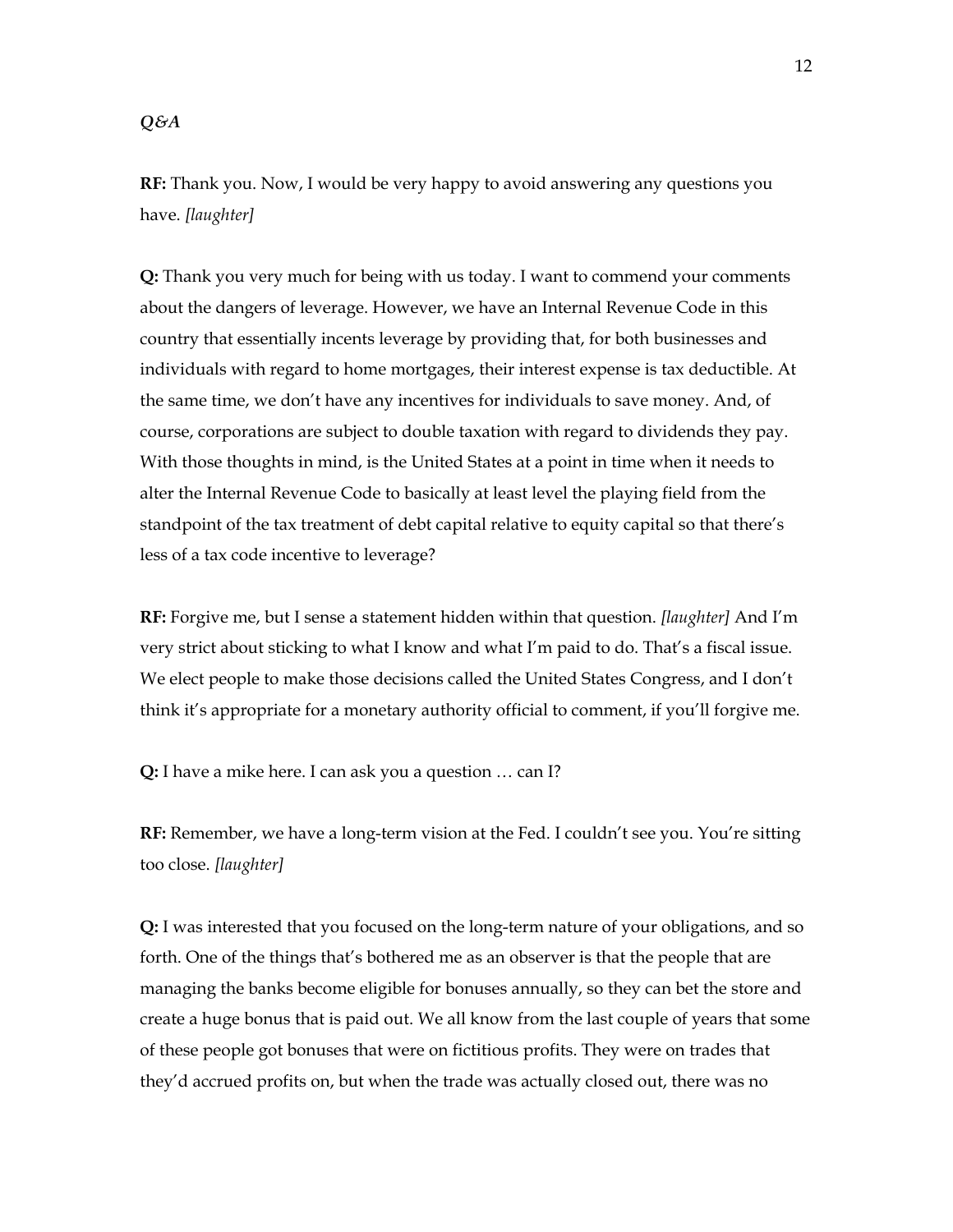*Q&A*

**RF:** Thank you. Now, I would be very happy to avoid answering any questions you have. *[laughter]*

**Q:** Thank you very much for being with us today. I want to commend your comments about the dangers of leverage. However, we have an Internal Revenue Code in this country that essentially incents leverage by providing that, for both businesses and individuals with regard to home mortgages, their interest expense is tax deductible. At the same time, we don't have any incentives for individuals to save money. And, of course, corporations are subject to double taxation with regard to dividends they pay. With those thoughts in mind, is the United States at a point in time when it needs to alter the Internal Revenue Code to basically at least level the playing field from the standpoint of the tax treatment of debt capital relative to equity capital so that there's less of a tax code incentive to leverage?

**RF:** Forgive me, but I sense a statement hidden within that question. *[laughter]* And I'm very strict about sticking to what I know and what I'm paid to do. That's a fiscal issue. We elect people to make those decisions called the United States Congress, and I don't think it's appropriate for a monetary authority official to comment, if you'll forgive me.

**Q:** I have a mike here. I can ask you a question … can I?

**RF:** Remember, we have a long-term vision at the Fed. I couldn't see you. You're sitting too close. *[laughter]*

**Q:** I was interested that you focused on the long-term nature of your obligations, and so forth. One of the things that's bothered me as an observer is that the people that are managing the banks become eligible for bonuses annually, so they can bet the store and create a huge bonus that is paid out. We all know from the last couple of years that some of these people got bonuses that were on fictitious profits. They were on trades that they'd accrued profits on, but when the trade was actually closed out, there was no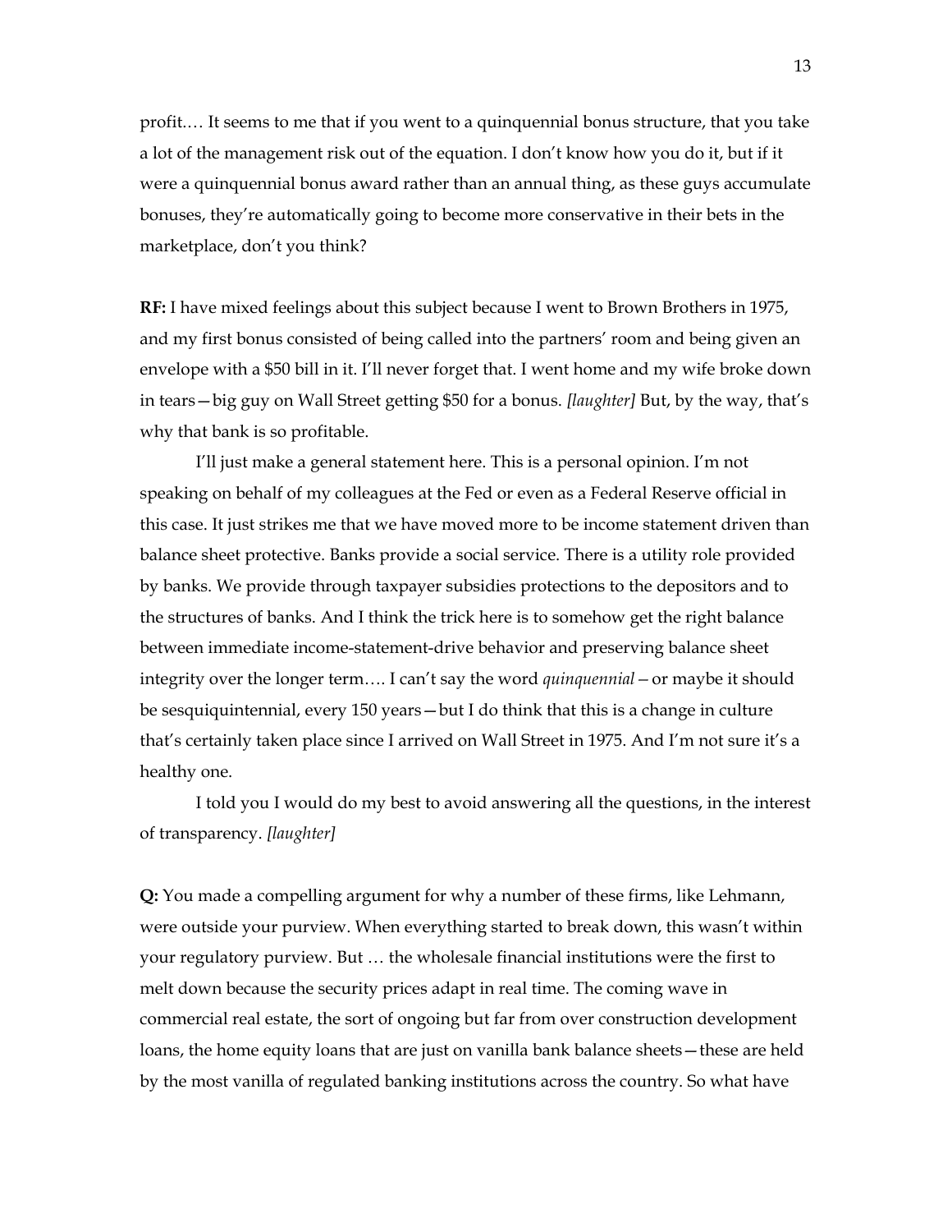profit.… It seems to me that if you went to a quinquennial bonus structure, that you take a lot of the management risk out of the equation. I don't know how you do it, but if it were a quinquennial bonus award rather than an annual thing, as these guys accumulate bonuses, they're automatically going to become more conservative in their bets in the marketplace, don't you think?

**RF:** I have mixed feelings about this subject because I went to Brown Brothers in 1975, and my first bonus consisted of being called into the partners' room and being given an envelope with a $50 bill in it. I'll never forget that. I went home and my wife broke down in tears—big guy on Wall Street getting $50 for a bonus. *[laughter]* But, by the way, that's why that bank is so profitable.

I'll just make a general statement here. This is a personal opinion. I'm not speaking on behalf of my colleagues at the Fed or even as a Federal Reserve official in this case. It just strikes me that we have moved more to be income statement driven than balance sheet protective. Banks provide a social service. There is a utility role provided by banks. We provide through taxpayer subsidies protections to the depositors and to the structures of banks. And I think the trick here is to somehow get the right balance between immediate income-statement-drive behavior and preserving balance sheet integrity over the longer term…. I can't say the word *quinquennial*—or maybe it should be sesquiquintennial, every 150 years—but I do think that this is a change in culture that's certainly taken place since I arrived on Wall Street in 1975. And I'm not sure it's a healthy one.

I told you I would do my best to avoid answering all the questions, in the interest of transparency. *[laughter]*

**Q:** You made a compelling argument for why a number of these firms, like Lehmann, were outside your purview. When everything started to break down, this wasn't within your regulatory purview. But … the wholesale financial institutions were the first to melt down because the security prices adapt in real time. The coming wave in commercial real estate, the sort of ongoing but far from over construction development loans, the home equity loans that are just on vanilla bank balance sheets—these are held by the most vanilla of regulated banking institutions across the country. So what have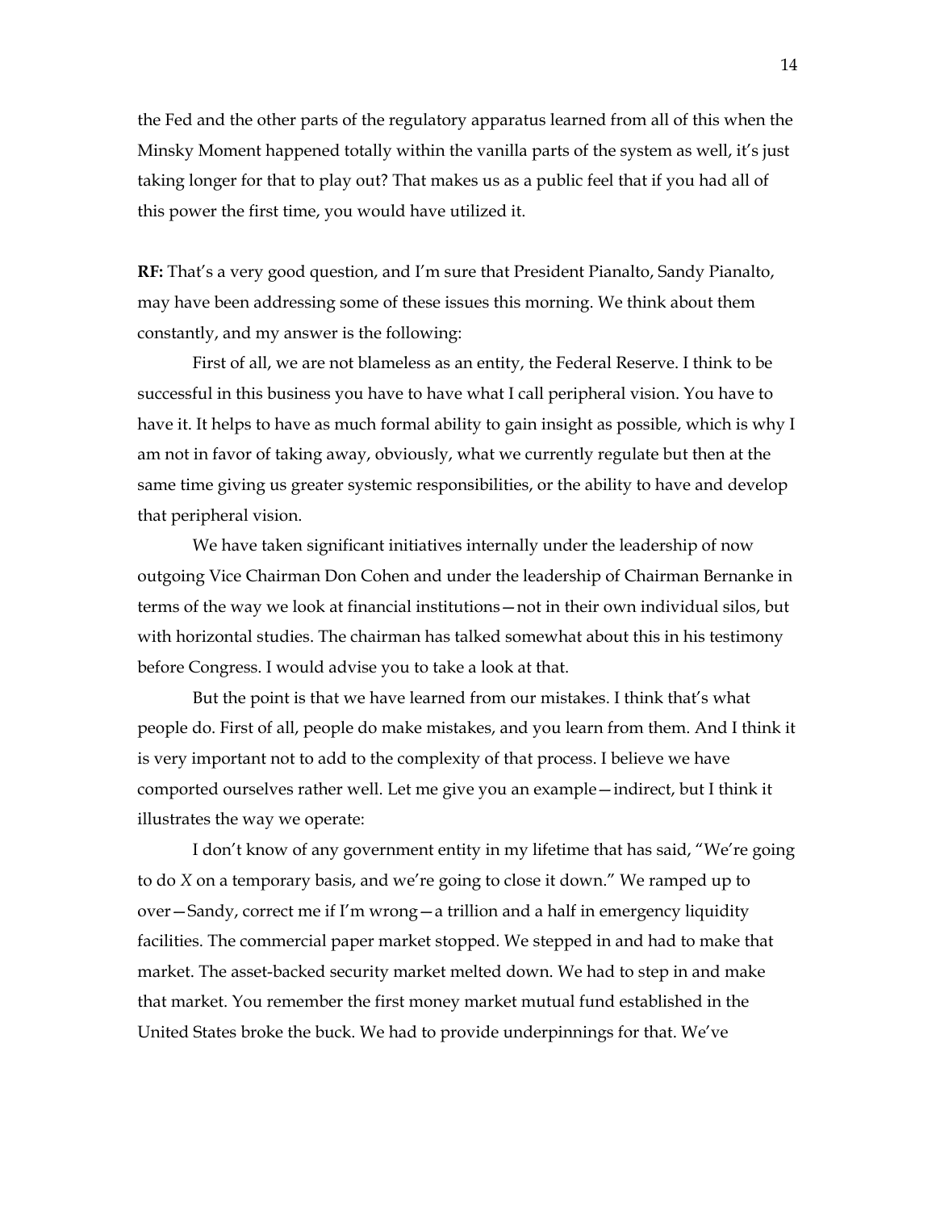the Fed and the other parts of the regulatory apparatus learned from all of this when the Minsky Moment happened totally within the vanilla parts of the system as well, it's just taking longer for that to play out? That makes us as a public feel that if you had all of this power the first time, you would have utilized it.

**RF:** That's a very good question, and I'm sure that President Pianalto, Sandy Pianalto, may have been addressing some of these issues this morning. We think about them constantly, and my answer is the following:

First of all, we are not blameless as an entity, the Federal Reserve. I think to be successful in this business you have to have what I call peripheral vision. You have to have it. It helps to have as much formal ability to gain insight as possible, which is why I am not in favor of taking away, obviously, what we currently regulate but then at the same time giving us greater systemic responsibilities, or the ability to have and develop that peripheral vision.

We have taken significant initiatives internally under the leadership of now outgoing Vice Chairman Don Cohen and under the leadership of Chairman Bernanke in terms of the way we look at financial institutions—not in their own individual silos, but with horizontal studies. The chairman has talked somewhat about this in his testimony before Congress. I would advise you to take a look at that.

But the point is that we have learned from our mistakes. I think that's what people do. First of all, people do make mistakes, and you learn from them. And I think it is very important not to add to the complexity of that process. I believe we have comported ourselves rather well. Let me give you an example—indirect, but I think it illustrates the way we operate:

I don't know of any government entity in my lifetime that has said, "We're going to do *X* on a temporary basis, and we're going to close it down." We ramped up to over—Sandy, correct me if I'm wrong—a trillion and a half in emergency liquidity facilities. The commercial paper market stopped. We stepped in and had to make that market. The asset-backed security market melted down. We had to step in and make that market. You remember the first money market mutual fund established in the United States broke the buck. We had to provide underpinnings for that. We've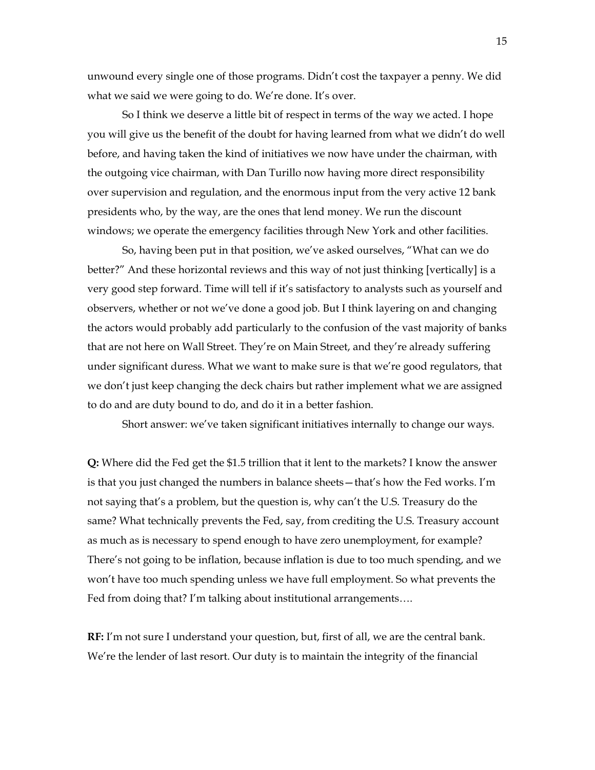unwound every single one of those programs. Didn't cost the taxpayer a penny. We did what we said we were going to do. We're done. It's over.

So I think we deserve a little bit of respect in terms of the way we acted. I hope you will give us the benefit of the doubt for having learned from what we didn't do well before, and having taken the kind of initiatives we now have under the chairman, with the outgoing vice chairman, with Dan Turillo now having more direct responsibility over supervision and regulation, and the enormous input from the very active 12 bank presidents who, by the way, are the ones that lend money. We run the discount windows; we operate the emergency facilities through New York and other facilities.

So, having been put in that position, we've asked ourselves, "What can we do better?" And these horizontal reviews and this way of not just thinking [vertically] is a very good step forward. Time will tell if it's satisfactory to analysts such as yourself and observers, whether or not we've done a good job. But I think layering on and changing the actors would probably add particularly to the confusion of the vast majority of banks that are not here on Wall Street. They're on Main Street, and they're already suffering under significant duress. What we want to make sure is that we're good regulators, that we don't just keep changing the deck chairs but rather implement what we are assigned to do and are duty bound to do, and do it in a better fashion.

Short answer: we've taken significant initiatives internally to change our ways.

**Q:** Where did the Fed get the $1.5 trillion that it lent to the markets? I know the answer is that you just changed the numbers in balance sheets—that's how the Fed works. I'm not saying that's a problem, but the question is, why can't the U.S. Treasury do the same? What technically prevents the Fed, say, from crediting the U.S. Treasury account as much as is necessary to spend enough to have zero unemployment, for example? There's not going to be inflation, because inflation is due to too much spending, and we won't have too much spending unless we have full employment. So what prevents the Fed from doing that? I'm talking about institutional arrangements….

**RF:** I'm not sure I understand your question, but, first of all, we are the central bank. We're the lender of last resort. Our duty is to maintain the integrity of the financial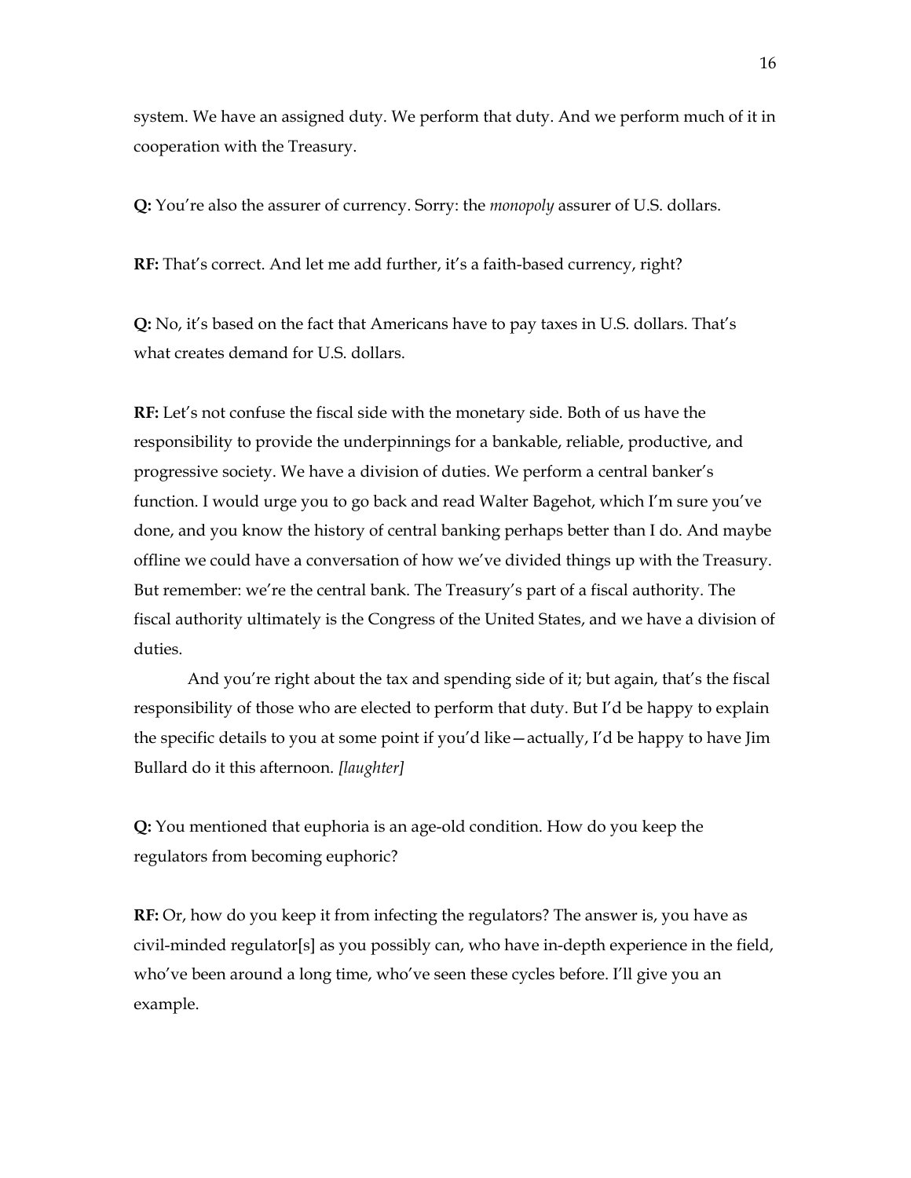system. We have an assigned duty. We perform that duty. And we perform much of it in cooperation with the Treasury.

**Q:** You're also the assurer of currency. Sorry: the *monopoly* assurer of U.S. dollars.

**RF:** That's correct. And let me add further, it's a faith-based currency, right?

**Q:** No, it's based on the fact that Americans have to pay taxes in U.S. dollars. That's what creates demand for U.S. dollars.

**RF:** Let's not confuse the fiscal side with the monetary side. Both of us have the responsibility to provide the underpinnings for a bankable, reliable, productive, and progressive society. We have a division of duties. We perform a central banker's function. I would urge you to go back and read Walter Bagehot, which I'm sure you've done, and you know the history of central banking perhaps better than I do. And maybe offline we could have a conversation of how we've divided things up with the Treasury. But remember: we're the central bank. The Treasury's part of a fiscal authority. The fiscal authority ultimately is the Congress of the United States, and we have a division of duties.

And you're right about the tax and spending side of it; but again, that's the fiscal responsibility of those who are elected to perform that duty. But I'd be happy to explain the specific details to you at some point if you'd like—actually, I'd be happy to have Jim Bullard do it this afternoon. *[laughter]*

**Q:** You mentioned that euphoria is an age-old condition. How do you keep the regulators from becoming euphoric?

**RF:** Or, how do you keep it from infecting the regulators? The answer is, you have as civil-minded regulator[s] as you possibly can, who have in-depth experience in the field, who've been around a long time, who've seen these cycles before. I'll give you an example.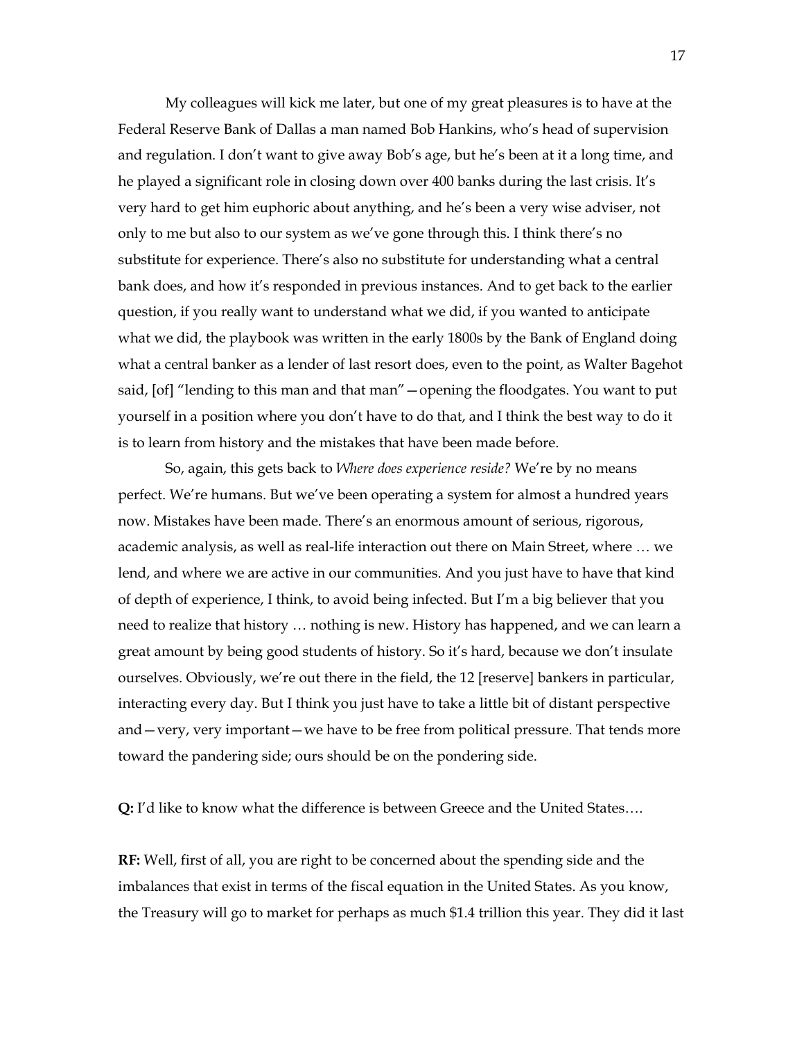My colleagues will kick me later, but one of my great pleasures is to have at the Federal Reserve Bank of Dallas a man named Bob Hankins, who's head of supervision and regulation. I don't want to give away Bob's age, but he's been at it a long time, and he played a significant role in closing down over 400 banks during the last crisis. It's very hard to get him euphoric about anything, and he's been a very wise adviser, not only to me but also to our system as we've gone through this. I think there's no substitute for experience. There's also no substitute for understanding what a central bank does, and how it's responded in previous instances. And to get back to the earlier question, if you really want to understand what we did, if you wanted to anticipate what we did, the playbook was written in the early 1800s by the Bank of England doing what a central banker as a lender of last resort does, even to the point, as Walter Bagehot said, [of] "lending to this man and that man"—opening the floodgates. You want to put yourself in a position where you don't have to do that, and I think the best way to do it is to learn from history and the mistakes that have been made before.

So, again, this gets back to *Where does experience reside?* We're by no means perfect. We're humans. But we've been operating a system for almost a hundred years now. Mistakes have been made. There's an enormous amount of serious, rigorous, academic analysis, as well as real-life interaction out there on Main Street, where … we lend, and where we are active in our communities. And you just have to have that kind of depth of experience, I think, to avoid being infected. But I'm a big believer that you need to realize that history … nothing is new. History has happened, and we can learn a great amount by being good students of history. So it's hard, because we don't insulate ourselves. Obviously, we're out there in the field, the 12 [reserve] bankers in particular, interacting every day. But I think you just have to take a little bit of distant perspective and—very, very important—we have to be free from political pressure. That tends more toward the pandering side; ours should be on the pondering side.

**Q:** I'd like to know what the difference is between Greece and the United States….

**RF:** Well, first of all, you are right to be concerned about the spending side and the imbalances that exist in terms of the fiscal equation in the United States. As you know, the Treasury will go to market for perhaps as much $1.4 trillion this year. They did it last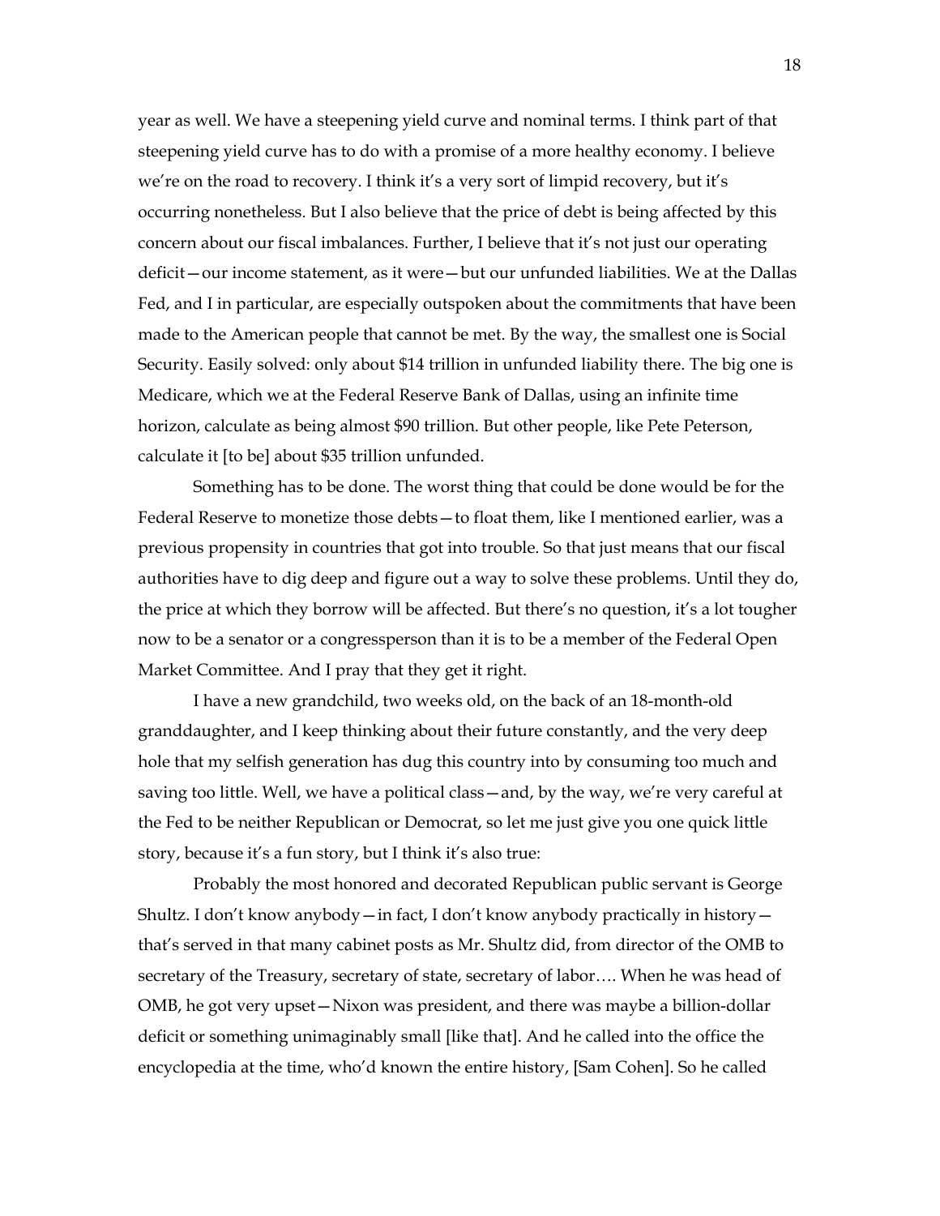year as well. We have a steepening yield curve and nominal terms. I think part of that steepening yield curve has to do with a promise of a more healthy economy. I believe we're on the road to recovery. I think it's a very sort of limpid recovery, but it's occurring nonetheless. But I also believe that the price of debt is being affected by this concern about our fiscal imbalances. Further, I believe that it's not just our operating deficit—our income statement, as it were—but our unfunded liabilities. We at the Dallas Fed, and I in particular, are especially outspoken about the commitments that have been made to the American people that cannot be met. By the way, the smallest one is Social Security. Easily solved: only about $14 trillion in unfunded liability there. The big one is Medicare, which we at the Federal Reserve Bank of Dallas, using an infinite time horizon, calculate as being almost $90 trillion. But other people, like Pete Peterson, calculate it [to be] about $35 trillion unfunded.

Something has to be done. The worst thing that could be done would be for the Federal Reserve to monetize those debts—to float them, like I mentioned earlier, was a previous propensity in countries that got into trouble. So that just means that our fiscal authorities have to dig deep and figure out a way to solve these problems. Until they do, the price at which they borrow will be affected. But there's no question, it's a lot tougher now to be a senator or a congressperson than it is to be a member of the Federal Open Market Committee. And I pray that they get it right.

I have a new grandchild, two weeks old, on the back of an 18-month-old granddaughter, and I keep thinking about their future constantly, and the very deep hole that my selfish generation has dug this country into by consuming too much and saving too little. Well, we have a political class—and, by the way, we're very careful at the Fed to be neither Republican or Democrat, so let me just give you one quick little story, because it's a fun story, but I think it's also true:

Probably the most honored and decorated Republican public servant is George Shultz. I don't know anybody—in fact, I don't know anybody practically in history—that's served in that many cabinet posts as Mr. Shultz did, from director of the OMB to secretary of the Treasury, secretary of state, secretary of labor…. When he was head of OMB, he got very upset—Nixon was president, and there was maybe a billion-dollar deficit or something unimaginably small [like that]. And he called into the office the encyclopedia at the time, who'd known the entire history, [Sam Cohen]. So he called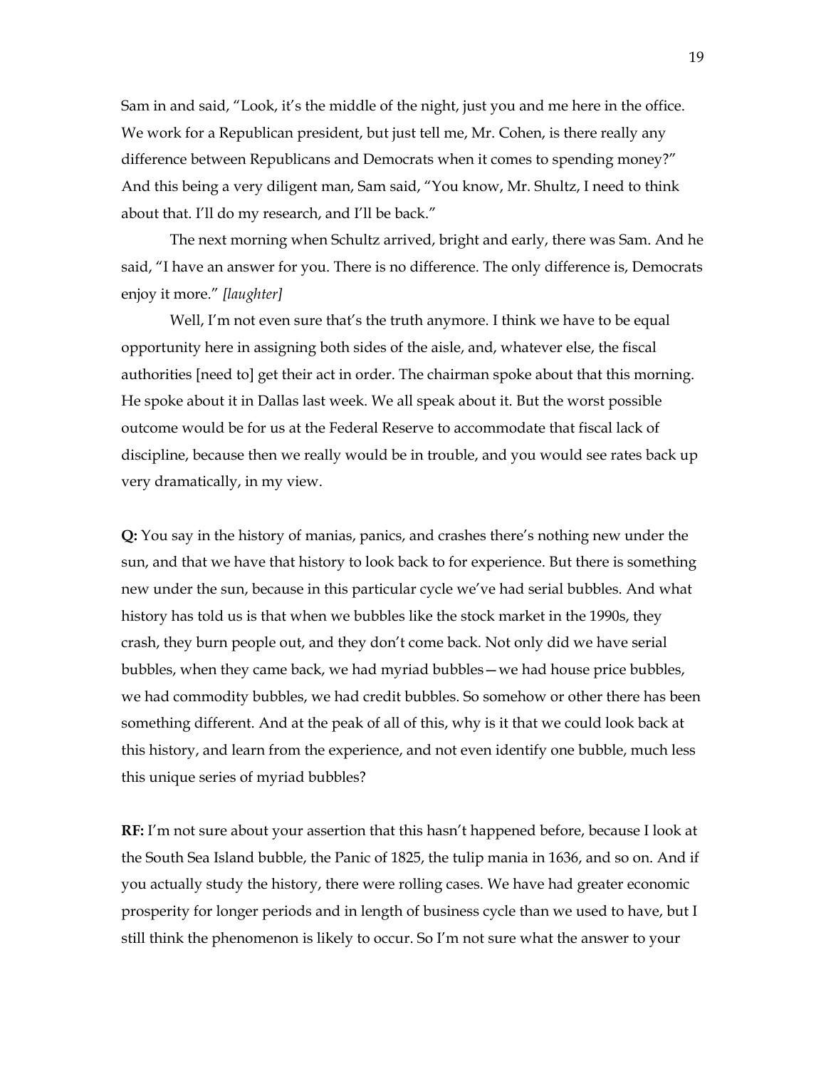Sam in and said, "Look, it's the middle of the night, just you and me here in the office. We work for a Republican president, but just tell me, Mr. Cohen, is there really any difference between Republicans and Democrats when it comes to spending money?" And this being a very diligent man, Sam said, "You know, Mr. Shultz, I need to think about that. I'll do my research, and I'll be back."

The next morning when Schultz arrived, bright and early, there was Sam. And he said, "I have an answer for you. There is no difference. The only difference is, Democrats enjoy it more." *[laughter]*

Well, I'm not even sure that's the truth anymore. I think we have to be equal opportunity here in assigning both sides of the aisle, and, whatever else, the fiscal authorities [need to] get their act in order. The chairman spoke about that this morning. He spoke about it in Dallas last week. We all speak about it. But the worst possible outcome would be for us at the Federal Reserve to accommodate that fiscal lack of discipline, because then we really would be in trouble, and you would see rates back up very dramatically, in my view.

**Q:** You say in the history of manias, panics, and crashes there's nothing new under the sun, and that we have that history to look back to for experience. But there is something new under the sun, because in this particular cycle we've had serial bubbles. And what history has told us is that when we bubbles like the stock market in the 1990s, they crash, they burn people out, and they don't come back. Not only did we have serial bubbles, when they came back, we had myriad bubbles—we had house price bubbles, we had commodity bubbles, we had credit bubbles. So somehow or other there has been something different. And at the peak of all of this, why is it that we could look back at this history, and learn from the experience, and not even identify one bubble, much less this unique series of myriad bubbles?

**RF:** I'm not sure about your assertion that this hasn't happened before, because I look at the South Sea Island bubble, the Panic of 1825, the tulip mania in 1636, and so on. And if you actually study the history, there were rolling cases. We have had greater economic prosperity for longer periods and in length of business cycle than we used to have, but I still think the phenomenon is likely to occur. So I'm not sure what the answer to your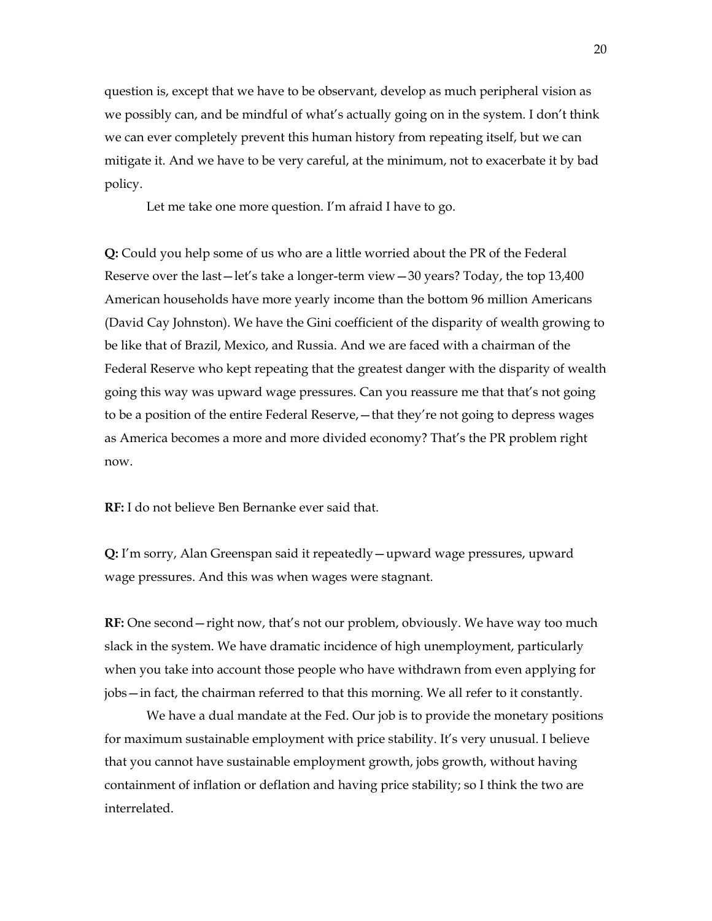question is, except that we have to be observant, develop as much peripheral vision as we possibly can, and be mindful of what's actually going on in the system. I don't think we can ever completely prevent this human history from repeating itself, but we can mitigate it. And we have to be very careful, at the minimum, not to exacerbate it by bad policy.

Let me take one more question. I'm afraid I have to go.

**Q:** Could you help some of us who are a little worried about the PR of the Federal Reserve over the last—let's take a longer-term view—30 years? Today, the top 13,400 American households have more yearly income than the bottom 96 million Americans (David Cay Johnston). We have the Gini coefficient of the disparity of wealth growing to be like that of Brazil, Mexico, and Russia. And we are faced with a chairman of the Federal Reserve who kept repeating that the greatest danger with the disparity of wealth going this way was upward wage pressures. Can you reassure me that that's not going to be a position of the entire Federal Reserve,—that they're not going to depress wages as America becomes a more and more divided economy? That's the PR problem right now.

**RF:** I do not believe Ben Bernanke ever said that.

**Q:** I'm sorry, Alan Greenspan said it repeatedly—upward wage pressures, upward wage pressures. And this was when wages were stagnant.

**RF:** One second—right now, that's not our problem, obviously. We have way too much slack in the system. We have dramatic incidence of high unemployment, particularly when you take into account those people who have withdrawn from even applying for jobs—in fact, the chairman referred to that this morning. We all refer to it constantly.

We have a dual mandate at the Fed. Our job is to provide the monetary positions for maximum sustainable employment with price stability. It's very unusual. I believe that you cannot have sustainable employment growth, jobs growth, without having containment of inflation or deflation and having price stability; so I think the two are interrelated.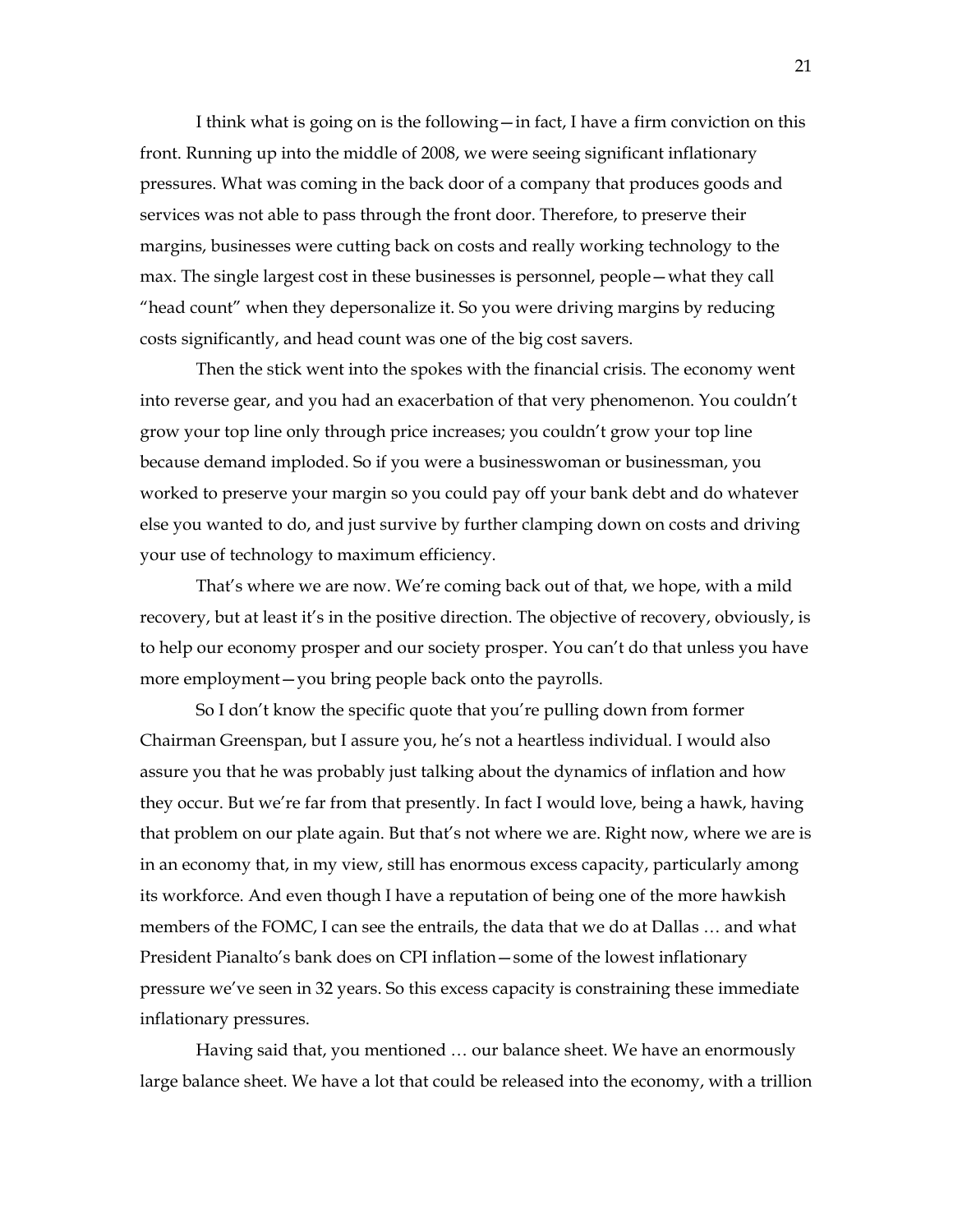I think what is going on is the following—in fact, I have a firm conviction on this front. Running up into the middle of 2008, we were seeing significant inflationary pressures. What was coming in the back door of a company that produces goods and services was not able to pass through the front door. Therefore, to preserve their margins, businesses were cutting back on costs and really working technology to the max. The single largest cost in these businesses is personnel, people—what they call "head count" when they depersonalize it. So you were driving margins by reducing costs significantly, and head count was one of the big cost savers.

Then the stick went into the spokes with the financial crisis. The economy went into reverse gear, and you had an exacerbation of that very phenomenon. You couldn't grow your top line only through price increases; you couldn't grow your top line because demand imploded. So if you were a businesswoman or businessman, you worked to preserve your margin so you could pay off your bank debt and do whatever else you wanted to do, and just survive by further clamping down on costs and driving your use of technology to maximum efficiency.

That's where we are now. We're coming back out of that, we hope, with a mild recovery, but at least it's in the positive direction. The objective of recovery, obviously, is to help our economy prosper and our society prosper. You can't do that unless you have more employment—you bring people back onto the payrolls.

So I don't know the specific quote that you're pulling down from former Chairman Greenspan, but I assure you, he's not a heartless individual. I would also assure you that he was probably just talking about the dynamics of inflation and how they occur. But we're far from that presently. In fact I would love, being a hawk, having that problem on our plate again. But that's not where we are. Right now, where we are is in an economy that, in my view, still has enormous excess capacity, particularly among its workforce. And even though I have a reputation of being one of the more hawkish members of the FOMC, I can see the entrails, the data that we do at Dallas … and what President Pianalto's bank does on CPI inflation—some of the lowest inflationary pressure we've seen in 32 years. So this excess capacity is constraining these immediate inflationary pressures.

Having said that, you mentioned … our balance sheet. We have an enormously large balance sheet. We have a lot that could be released into the economy, with a trillion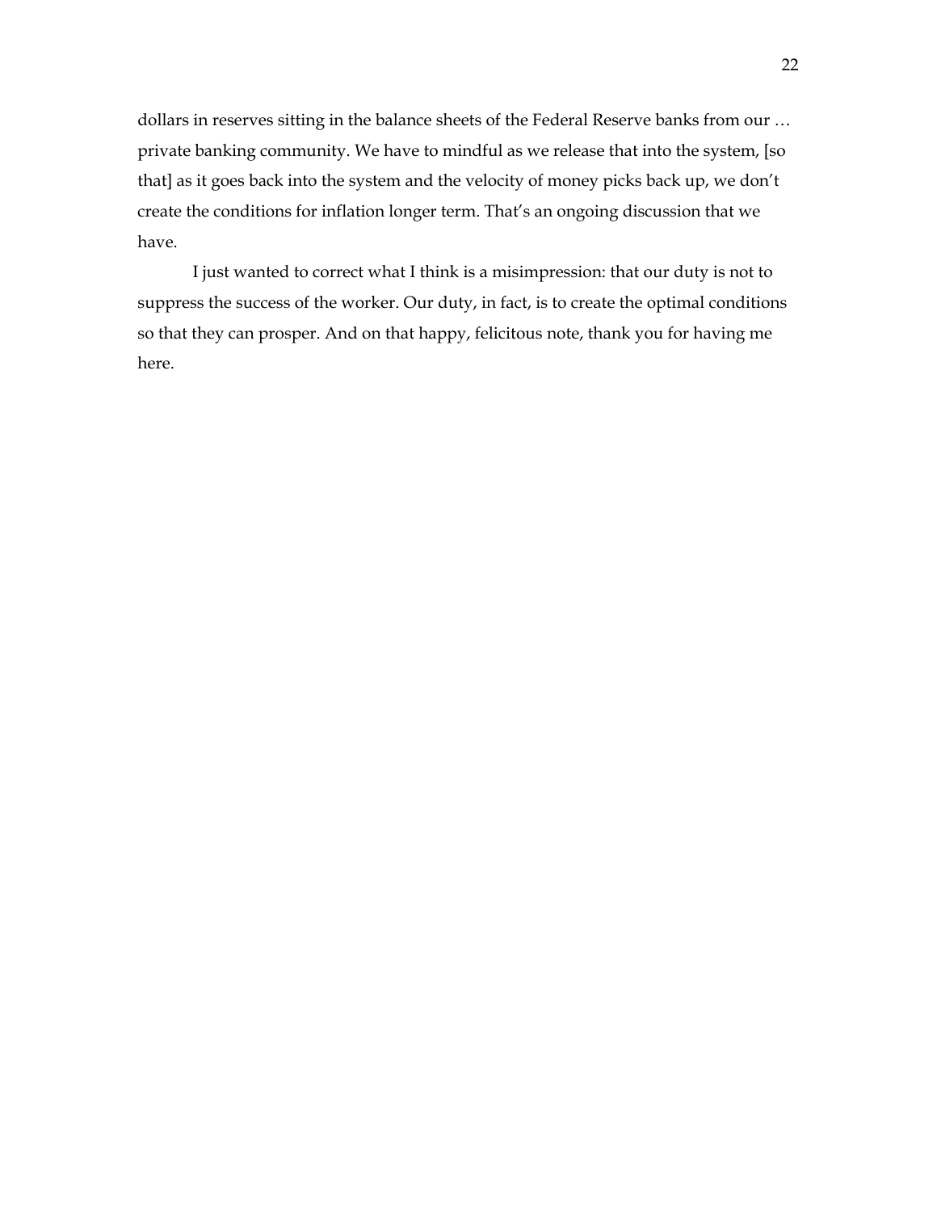dollars in reserves sitting in the balance sheets of the Federal Reserve banks from our … private banking community. We have to mindful as we release that into the system, [so that] as it goes back into the system and the velocity of money picks back up, we don't create the conditions for inflation longer term. That's an ongoing discussion that we have.

I just wanted to correct what I think is a misimpression: that our duty is not to suppress the success of the worker. Our duty, in fact, is to create the optimal conditions so that they can prosper. And on that happy, felicitous note, thank you for having me here.